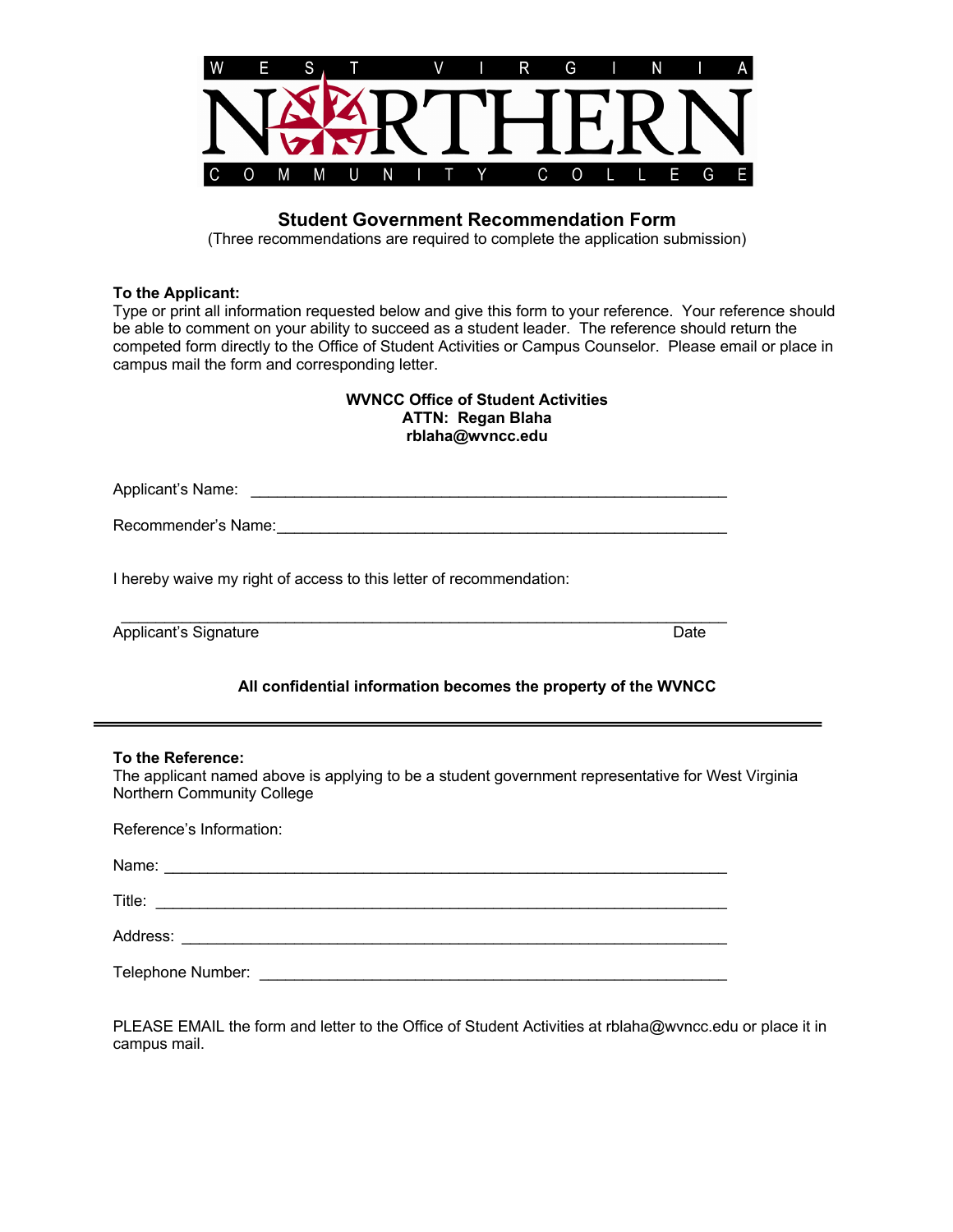WEST VIRGINIA NORTHERN COMMUNITY COLLEGE

## Student Government Recommendation Form

(Three recommendations are required to complete the application submission)

**To the Applicant:**
Type or print all information requested below and give this form to your reference. Your reference should be able to comment on your ability to succeed as a student leader. The reference should return the competed form directly to the Office of Student Activities or Campus Counselor. Please email or place in campus mail the form and corresponding letter.

**WVNCC Office of Student Activities**
**ATTN: Regan Blaha**
**rblaha@wvncc.edu**

Applicant's Name: ___________________________________________________________

Recommender's Name:_________________________________________________________

I hereby waive my right of access to this letter of recommendation:

_______________________________________________________________________
Applicant's Signature Date

**All confidential information becomes the property of the WVNCC**

---

**To the Reference:**
The applicant named above is applying to be a student government representative for West Virginia Northern Community College

Reference's Information:

Name: _______________________________________________________________________

Title: _______________________________________________________________________

Address: _____________________________________________________________________

Telephone Number: _____________________________________________________________

PLEASE EMAIL the form and letter to the Office of Student Activities at rblaha@wvncc.edu or place it in campus mail.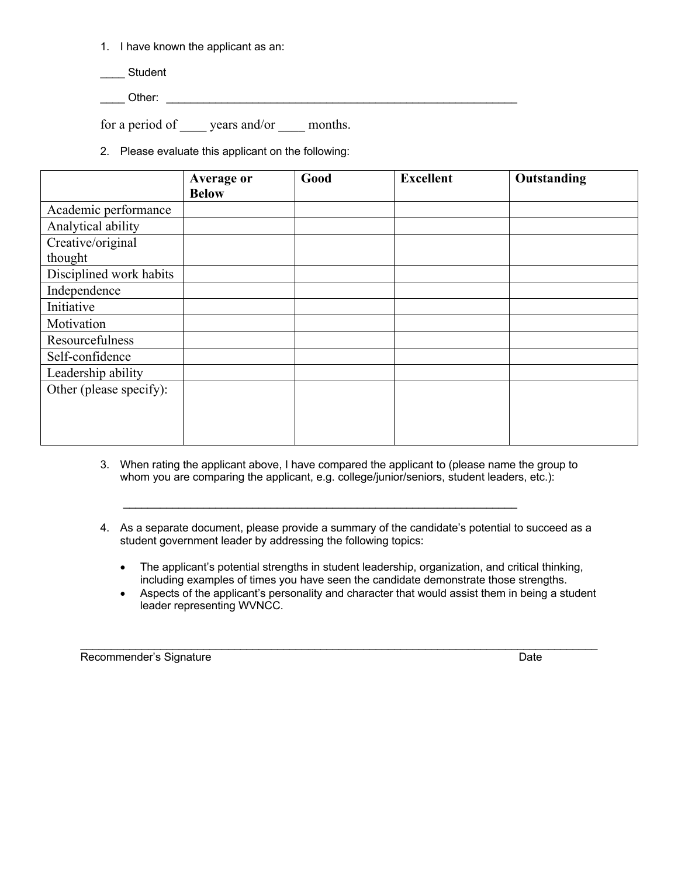1. I have known the applicant as an:

____ Student

____ Other: ____________________________________________________________

for a period of ____ years and/or ____ months.

2. Please evaluate this applicant on the following:

| | **Average or Below** | **Good** | **Excellent** | **Outstanding** |
|---|---|---|---|---|
| Academic performance | | | | |
| Analytical ability | | | | |
| Creative/original thought | | | | |
| Disciplined work habits | | | | |
| Independence | | | | |
| Initiative | | | | |
| Motivation | | | | |
| Resourcefulness | | | | |
| Self-confidence | | | | |
| Leadership ability | | | | |
| Other (please specify): | | | | |

3. When rating the applicant above, I have compared the applicant to (please name the group to whom you are comparing the applicant, e.g. college/junior/seniors, student leaders, etc.):

   ____________________________________________________________________

4. As a separate document, please provide a summary of the candidate's potential to succeed as a student government leader by addressing the following topics:

   - The applicant's potential strengths in student leadership, organization, and critical thinking, including examples of times you have seen the candidate demonstrate those strengths.
   - Aspects of the applicant's personality and character that would assist them in being a student leader representing WVNCC.

______________________________________________________________________________________

Recommender's Signature                                                                                    Date